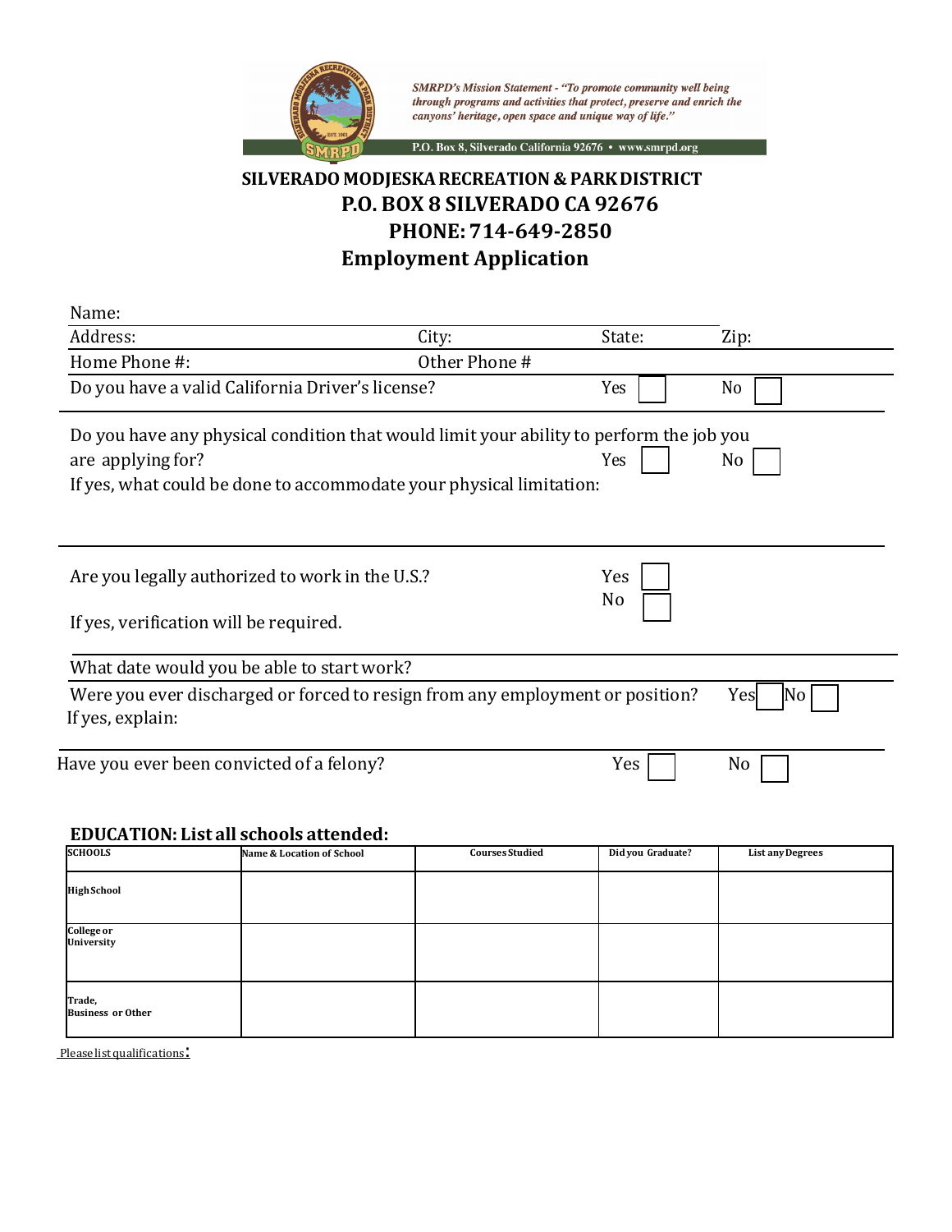*SMRPD's Mission Statement - "To promote community well being through programs and activities that protect, preserve and enrich the canyons' heritage, open space and unique way of life."*

P.O. Box 8, Silverado California 92676 • www.smrpd.org

**SILVERADO MODJESKA RECREATION & PARK DISTRICT**

# P.O. BOX 8 SILVERADO CA 92676
# PHONE: 714-649-2850
# Employment Application

Name:

Address: City: State: Zip:

Home Phone #: Other Phone #

Do you have a valid California Driver's license? Yes ☐ No ☐

Do you have any physical condition that would limit your ability to perform the job you are applying for? Yes ☐ No ☐

If yes, what could be done to accommodate your physical limitation:

Are you legally authorized to work in the U.S.? Yes ☐ No ☐

If yes, verification will be required.

What date would you be able to start work?

Were you ever discharged or forced to resign from any employment or position? Yes ☐ No ☐

If yes, explain:

Have you ever been convicted of a felony? Yes ☐ No ☐

## EDUCATION: List all schools attended:

| SCHOOLS | Name & Location of School | Courses Studied | Did you Graduate? | List any Degrees |
|---|---|---|---|---|
| High School | | | | |
| College or University | | | | |
| Trade, Business or Other | | | | |

Please list qualifications: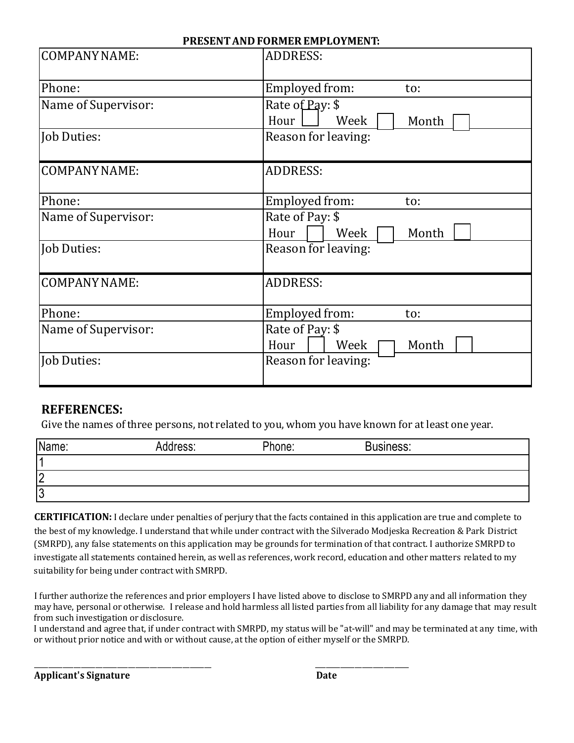**PRESENT AND FORMER EMPLOYMENT:**

| | |
|---|---|
| COMPANY NAME: | ADDRESS: |
| Phone: | Employed from: to: |
| Name of Supervisor: | Rate of Pay: $ <br> Hour ☐ Week ☐ Month ☐ |
| Job Duties: | Reason for leaving: |
| COMPANY NAME: | ADDRESS: |
| Phone: | Employed from: to: |
| Name of Supervisor: | Rate of Pay: $ <br> Hour ☐ Week ☐ Month ☐ |
| Job Duties: | Reason for leaving: |
| COMPANY NAME: | ADDRESS: |
| Phone: | Employed from: to: |
| Name of Supervisor: | Rate of Pay: $ <br> Hour ☐ Week ☐ Month ☐ |
| Job Duties: | Reason for leaving: |

## REFERENCES:

Give the names of three persons, not related to you, whom you have known for at least one year.

| Name: | Address: | Phone: | Business: |
|---|---|---|---|
| 1 | | | |
| 2 | | | |
| 3 | | | |

**CERTIFICATION:** I declare under penalties of perjury that the facts contained in this application are true and complete to the best of my knowledge. I understand that while under contract with the Silverado Modjeska Recreation & Park District (SMRPD), any false statements on this application may be grounds for termination of that contract. I authorize SMRPD to investigate all statements contained herein, as well as references, work record, education and other matters related to my suitability for being under contract with SMRPD.

I further authorize the references and prior employers I have listed above to disclose to SMRPD any and all information they may have, personal or otherwise. I release and hold harmless all listed parties from all liability for any damage that may result from such investigation or disclosure.
I understand and agree that, if under contract with SMRPD, my status will be "at-will" and may be terminated at any time, with or without prior notice and with or without cause, at the option of either myself or the SMRPD.

_______________________________________ &nbsp;&nbsp;&nbsp;&nbsp;&nbsp;&nbsp;&nbsp;&nbsp; _____________________

**Applicant's Signature** &nbsp;&nbsp;&nbsp;&nbsp;&nbsp;&nbsp;&nbsp;&nbsp; **Date**